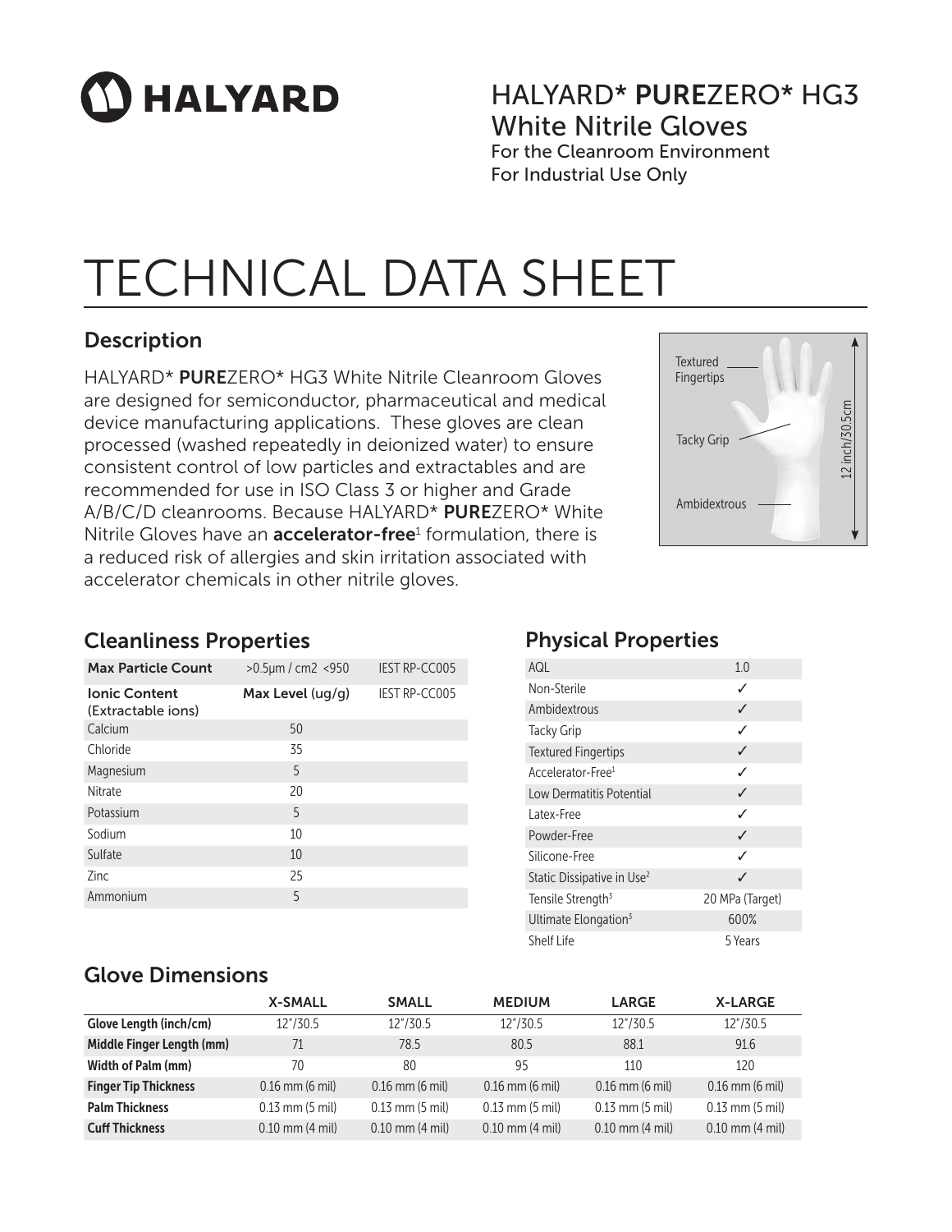HALYARD

# HALYARD* PUREZERO* HG3 White Nitrile Gloves

For the Cleanroom Environment
For Industrial Use Only

# TECHNICAL DATA SHEET

## Description

HALYARD* **PURE**ZERO* HG3 White Nitrile Cleanroom Gloves are designed for semiconductor, pharmaceutical and medical device manufacturing applications. These gloves are clean processed (washed repeatedly in deionized water) to ensure consistent control of low particles and extractables and are recommended for use in ISO Class 3 or higher and Grade A/B/C/D cleanrooms. Because HALYARD* **PURE**ZERO* White Nitrile Gloves have an **accelerator-free**[1] formulation, there is a reduced risk of allergies and skin irritation associated with accelerator chemicals in other nitrile gloves.

Textured Fingertips
Tacky Grip
Ambidextrous
12 inch/30.5cm

## Cleanliness Properties

| **Max Particle Count** | >0.5µm / cm2 <950 | IEST RP-CC005 |
|---|---|---|
| **Ionic Content** (Extractable ions) | **Max Level** (ug/g) | IEST RP-CC005 |
| Calcium | 50 | |
| Chloride | 35 | |
| Magnesium | 5 | |
| Nitrate | 20 | |
| Potassium | 5 | |
| Sodium | 10 | |
| Sulfate | 10 | |
| Zinc | 25 | |
| Ammonium | 5 | |

## Physical Properties

| AQL | 1.0 |
|---|---|
| Non-Sterile | ✓ |
| Ambidextrous | ✓ |
| Tacky Grip | ✓ |
| Textured Fingertips | ✓ |
| Accelerator-Free[1] | ✓ |
| Low Dermatitis Potential | ✓ |
| Latex-Free | ✓ |
| Powder-Free | ✓ |
| Silicone-Free | ✓ |
| Static Dissipative in Use[2] | ✓ |
| Tensile Strength[3] | 20 MPa (Target) |
| Ultimate Elongation[3] | 600% |
| Shelf Life | 5 Years |

## Glove Dimensions

| | X-SMALL | SMALL | MEDIUM | LARGE | X-LARGE |
|---|---|---|---|---|---|
| **Glove Length (inch/cm)** | 12"/30.5 | 12"/30.5 | 12"/30.5 | 12"/30.5 | 12"/30.5 |
| **Middle Finger Length (mm)** | 71 | 78.5 | 80.5 | 88.1 | 91.6 |
| **Width of Palm (mm)** | 70 | 80 | 95 | 110 | 120 |
| **Finger Tip Thickness** | 0.16 mm (6 mil) | 0.16 mm (6 mil) | 0.16 mm (6 mil) | 0.16 mm (6 mil) | 0.16 mm (6 mil) |
| **Palm Thickness** | 0.13 mm (5 mil) | 0.13 mm (5 mil) | 0.13 mm (5 mil) | 0.13 mm (5 mil) | 0.13 mm (5 mil) |
| **Cuff Thickness** | 0.10 mm (4 mil) | 0.10 mm (4 mil) | 0.10 mm (4 mil) | 0.10 mm (4 mil) | 0.10 mm (4 mil) |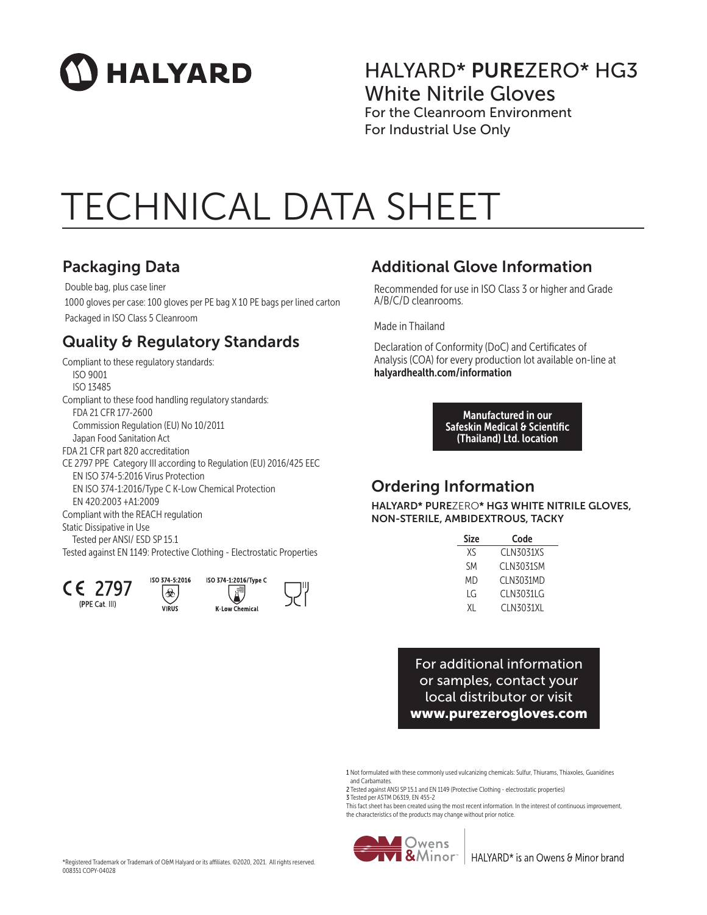# HALYARD

## HALYARD* PUREZERO* HG3 White Nitrile Gloves

For the Cleanroom Environment
For Industrial Use Only

# TECHNICAL DATA SHEET

## Packaging Data

Double bag, plus case liner

1000 gloves per case: 100 gloves per PE bag X 10 PE bags per lined carton

Packaged in ISO Class 5 Cleanroom

## Quality & Regulatory Standards

Compliant to these regulatory standards:
- ISO 9001
- ISO 13485

Compliant to these food handling regulatory standards:
- FDA 21 CFR 177-2600
- Commission Regulation (EU) No 10/2011
- Japan Food Sanitation Act

FDA 21 CFR part 820 accreditation

CE 2797 PPE Category III according to Regulation (EU) 2016/425 EEC
- EN ISO 374-5:2016 Virus Protection
- EN ISO 374-1:2016/Type C K-Low Chemical Protection
- EN 420:2003 +A1:2009

Compliant with the REACH regulation

Static Dissipative in Use
- Tested per ANSI/ ESD SP 15.1

Tested against EN 1149: Protective Clothing - Electrostatic Properties

CE 2797 (PPE Cat. III)
ISO 374-5:2016 VIRUS
ISO 374-1:2016/Type C K-Low Chemical

## Additional Glove Information

Recommended for use in ISO Class 3 or higher and Grade A/B/C/D cleanrooms.

Made in Thailand

Declaration of Conformity (DoC) and Certificates of Analysis (COA) for every production lot available on-line at **halyardhealth.com/information**

**Manufactured in our Safeskin Medical & Scientific (Thailand) Ltd. location**

## Ordering Information

**HALYARD* PUREZERO* HG3 WHITE NITRILE GLOVES, NON-STERILE, AMBIDEXTROUS, TACKY**

| Size | Code |
|---|---|
| XS | CLN3031XS |
| SM | CLN3031SM |
| MD | CLN3031MD |
| LG | CLN3031LG |
| XL | CLN3031XL |

For additional information or samples, contact your local distributor or visit **www.purezerogloves.com**

1 Not formulated with these commonly used vulcanizing chemicals: Sulfur, Thiurams, Thiaxoles, Guanidines and Carbamates.
2 Tested against ANSI SP 15.1 and EN 1149 (Protective Clothing - electrostatic properties)
3 Tested per ASTM D6319, EN 455-2
This fact sheet has been created using the most recent information. In the interest of continuous improvement, the characteristics of the products may change without prior notice.

Owens & Minor | HALYARD* is an Owens & Minor brand

*Registered Trademark or Trademark of O&M Halyard or its affiliates. ©2020, 2021. All rights reserved.
008351 COPY-04028